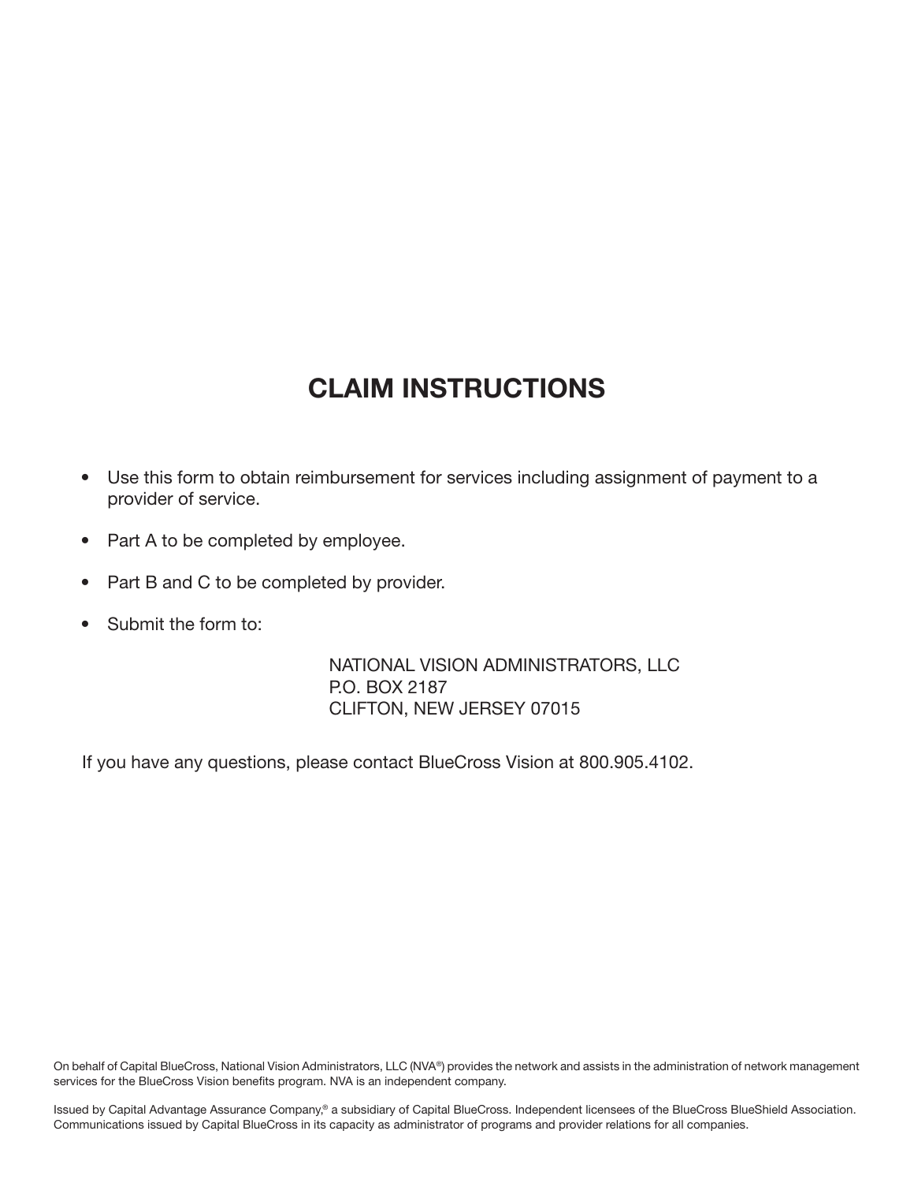# CLAIM INSTRUCTIONS

- Use this form to obtain reimbursement for services including assignment of payment to a provider of service.
- Part A to be completed by employee.
- Part B and C to be completed by provider.
- Submit the form to:

  NATIONAL VISION ADMINISTRATORS, LLC
  P.O. BOX 2187
  CLIFTON, NEW JERSEY 07015

If you have any questions, please contact BlueCross Vision at 800.905.4102.

On behalf of Capital BlueCross, National Vision Administrators, LLC (NVA®) provides the network and assists in the administration of network management services for the BlueCross Vision benefits program. NVA is an independent company.

Issued by Capital Advantage Assurance Company,® a subsidiary of Capital BlueCross. Independent licensees of the BlueCross BlueShield Association. Communications issued by Capital BlueCross in its capacity as administrator of programs and provider relations for all companies.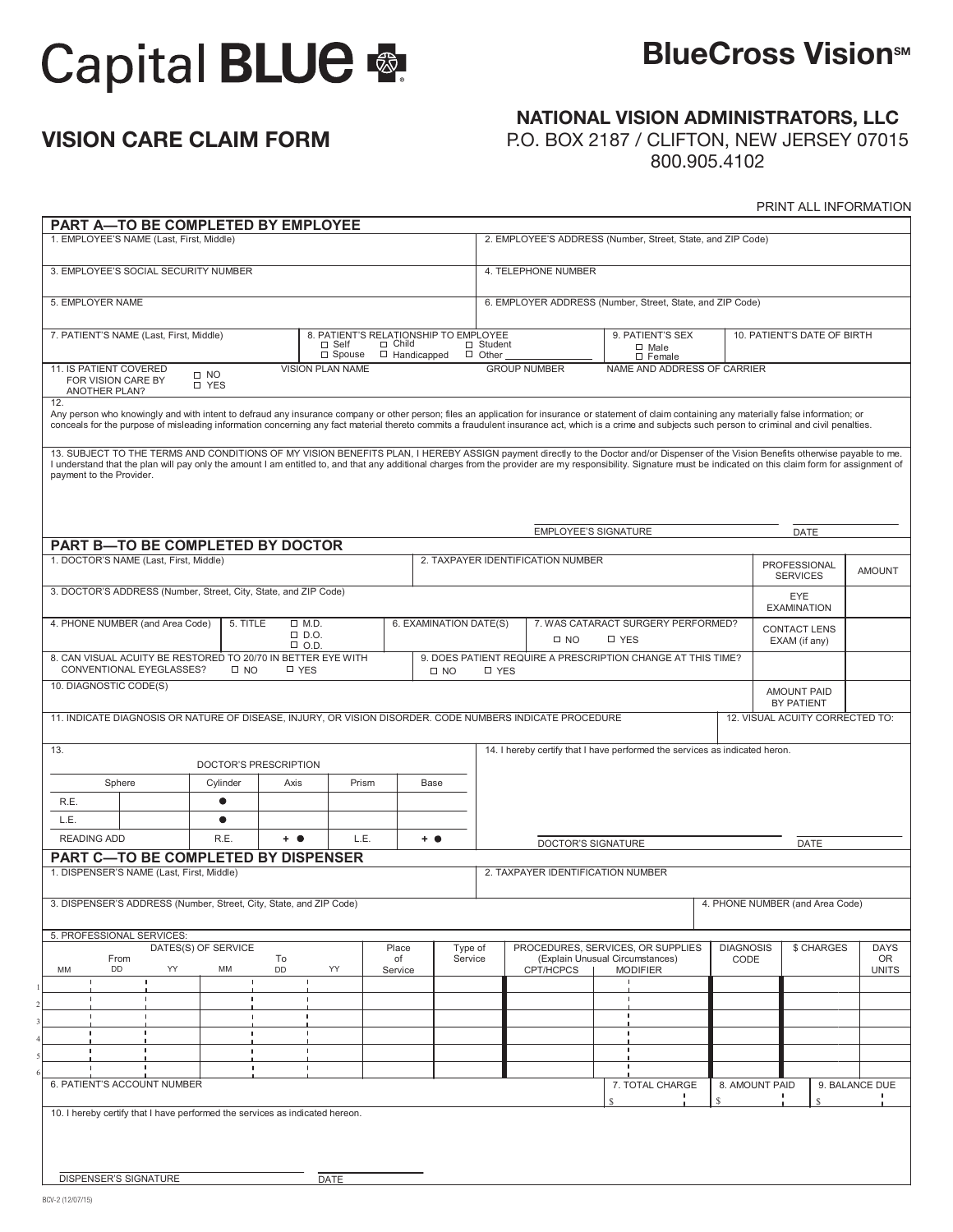Capital BLUE

# BlueCross Vision℠

## VISION CARE CLAIM FORM

**NATIONAL VISION ADMINISTRATORS, LLC**
P.O. BOX 2187 / CLIFTON, NEW JERSEY 07015
800.905.4102

PRINT ALL INFORMATION

### PART A—TO BE COMPLETED BY EMPLOYEE

1. EMPLOYEE'S NAME (Last, First, Middle)
2. EMPLOYEE'S ADDRESS (Number, Street, State, and ZIP Code)
3. EMPLOYEE'S SOCIAL SECURITY NUMBER
4. TELEPHONE NUMBER
5. EMPLOYER NAME
6. EMPLOYER ADDRESS (Number, Street, State, and ZIP Code)
7. PATIENT'S NAME (Last, First, Middle)
8. PATIENT'S RELATIONSHIP TO EMPLOYEE ☐ Self ☐ Child ☐ Student ☐ Spouse ☐ Handicapped ☐ Other ______
9. PATIENT'S SEX ☐ Male ☐ Female
10. PATIENT'S DATE OF BIRTH
11. IS PATIENT COVERED FOR VISION CARE BY ANOTHER PLAN? ☐ NO ☐ YES — VISION PLAN NAME — GROUP NUMBER — NAME AND ADDRESS OF CARRIER

12. Any person who knowingly and with intent to defraud any insurance company or other person; files an application for insurance or statement of claim containing any materially false information; or conceals for the purpose of misleading information concerning any fact material thereto commits a fraudulent insurance act, which is a crime and subjects such person to criminal and civil penalties.

13. SUBJECT TO THE TERMS AND CONDITIONS OF MY VISION BENEFITS PLAN, I HEREBY ASSIGN payment directly to the Doctor and/or Dispenser of the Vision Benefits otherwise payable to me. I understand that the plan will pay only the amount I am entitled to, and that any additional charges from the provider are my responsibility. Signature must be indicated on this claim form for assignment of payment to the Provider.

EMPLOYEE'S SIGNATURE ____________ DATE ____________

### PART B—TO BE COMPLETED BY DOCTOR

1. DOCTOR'S NAME (Last, First, Middle)
2. TAXPAYER IDENTIFICATION NUMBER
3. DOCTOR'S ADDRESS (Number, Street, City, State, and ZIP Code)
4. PHONE NUMBER (and Area Code)
5. TITLE ☐ M.D. ☐ D.O. ☐ O.D.
6. EXAMINATION DATE(S)
7. WAS CATARACT SURGERY PERFORMED? ☐ NO ☐ YES
8. CAN VISUAL ACUITY BE RESTORED TO 20/70 IN BETTER EYE WITH CONVENTIONAL EYEGLASSES? ☐ NO ☐ YES
9. DOES PATIENT REQUIRE A PRESCRIPTION CHANGE AT THIS TIME? ☐ NO ☐ YES
10. DIAGNOSTIC CODE(S)
11. INDICATE DIAGNOSIS OR NATURE OF DISEASE, INJURY, OR VISION DISORDER. CODE NUMBERS INDICATE PROCEDURE
12. VISUAL ACUITY CORRECTED TO:

| PROFESSIONAL SERVICES | AMOUNT |
|---|---|
| EYE EXAMINATION | |
| CONTACT LENS EXAM (if any) | |
| | |
| AMOUNT PAID BY PATIENT | |

13. DOCTOR'S PRESCRIPTION

| | Sphere | Cylinder | Axis | Prism | Base |
|---|---|---|---|---|---|
| R.E. | | ● | | | |
| L.E. | | ● | | | |
| READING ADD | R.E. | + ● | L.E. | + ● | |

14. I hereby certify that I have performed the services as indicated heron.

DOCTOR'S SIGNATURE ____________ DATE ____________

### PART C—TO BE COMPLETED BY DISPENSER

1. DISPENSER'S NAME (Last, First, Middle)
2. TAXPAYER IDENTIFICATION NUMBER
3. DISPENSER'S ADDRESS (Number, Street, City, State, and ZIP Code)
4. PHONE NUMBER (and Area Code)
5. PROFESSIONAL SERVICES:

| | DATES(S) OF SERVICE From MM | DD | YY | To MM | DD | YY | Place of Service | Type of Service | PROCEDURES, SERVICES, OR SUPPLIES (Explain Unusual Circumstances) CPT/HCPCS | MODIFIER | DIAGNOSIS CODE | $ CHARGES | DAYS OR UNITS |
|---|---|---|---|---|---|---|---|---|---|---|---|---|---|
| 1 | | | | | | | | | | | | | |
| 2 | | | | | | | | | | | | | |
| 3 | | | | | | | | | | | | | |
| 4 | | | | | | | | | | | | | |
| 5 | | | | | | | | | | | | | |
| 6 | | | | | | | | | | | | | |

6. PATIENT'S ACCOUNT NUMBER
7. TOTAL CHARGE $
8. AMOUNT PAID $
9. BALANCE DUE $

10. I hereby certify that I have performed the services as indicated hereon.

DISPENSER'S SIGNATURE ____________ DATE ____________

BCV-2 (12/07/15)